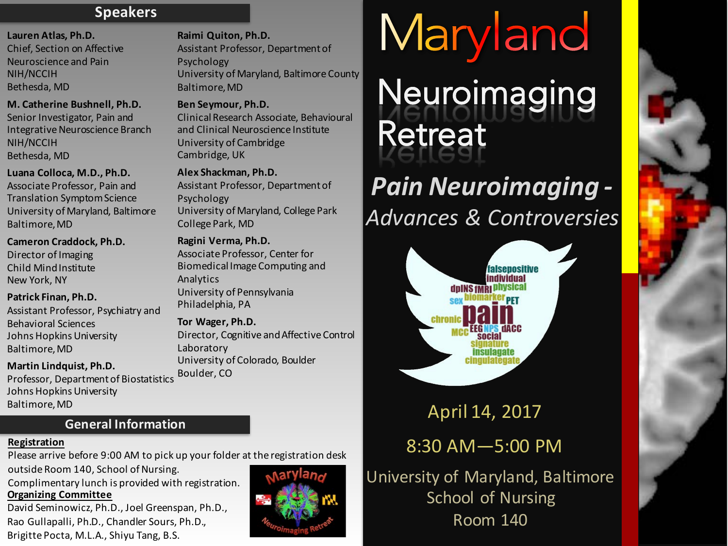# Maryland Neuroimaging Retreat

## *Pain Neuroimaging - Advances & Controversies*

April 14, 2017

8:30 AM—5:00 PM

University of Maryland, Baltimore
School of Nursing
Room 140

## Speakers

**Lauren Atlas, Ph.D.**
Chief, Section on Affective Neuroscience and Pain
NIH/NCCIH
Bethesda, MD

**M. Catherine Bushnell, Ph.D.**
Senior Investigator, Pain and Integrative Neuroscience Branch
NIH/NCCIH
Bethesda, MD

**Luana Colloca, M.D., Ph.D.**
Associate Professor, Pain and Translation Symptom Science
University of Maryland, Baltimore
Baltimore, MD

**Cameron Craddock, Ph.D.**
Director of Imaging
Child Mind Institute
New York, NY

**Patrick Finan, Ph.D.**
Assistant Professor, Psychiatry and Behavioral Sciences
Johns Hopkins University
Baltimore, MD

**Martin Lindquist, Ph.D.**
Professor, Department of Biostatistics
Johns Hopkins University
Baltimore, MD

**Raimi Quiton, Ph.D.**
Assistant Professor, Department of Psychology
University of Maryland, Baltimore County
Baltimore, MD

**Ben Seymour, Ph.D.**
Clinical Research Associate, Behavioural and Clinical Neuroscience Institute
University of Cambridge
Cambridge, UK

**Alex Shackman, Ph.D.**
Assistant Professor, Department of Psychology
University of Maryland, College Park
College Park, MD

**Ragini Verma, Ph.D.**
Associate Professor, Center for Biomedical Image Computing and Analytics
University of Pennsylvania
Philadelphia, PA

**Tor Wager, Ph.D.**
Director, Cognitive and Affective Control Laboratory
University of Colorado, Boulder
Boulder, CO

## General Information

**Registration**

Please arrive before 9:00 AM to pick up your folder at the registration desk outside Room 140, School of Nursing.

Complimentary lunch is provided with registration.

**Organizing Committee**

David Seminowicz, Ph.D., Joel Greenspan, Ph.D., Rao Gullapalli, Ph.D., Chandler Sours, Ph.D., Brigitte Pocta, M.L.A., Shiyu Tang, B.S.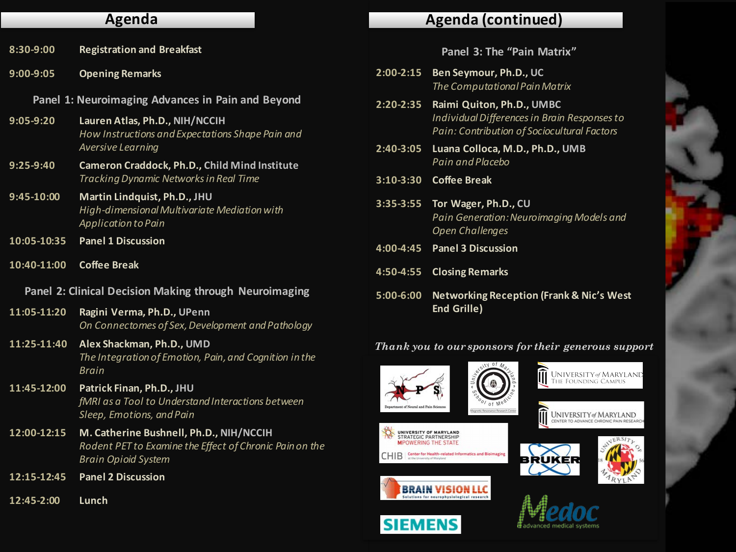## Agenda

**8:30-9:00** **Registration and Breakfast**

**9:00-9:05** **Opening Remarks**

### Panel 1: Neuroimaging Advances in Pain and Beyond

**9:05-9:20** **Lauren Atlas, Ph.D., NIH/NCCIH**
*How Instructions and Expectations Shape Pain and Aversive Learning*

**9:25-9:40** **Cameron Craddock, Ph.D., Child Mind Institute**
*Tracking Dynamic Networks in Real Time*

**9:45-10:00** **Martin Lindquist, Ph.D., JHU**
*High-dimensional Multivariate Mediation with Application to Pain*

**10:05-10:35** **Panel 1 Discussion**

**10:40-11:00** **Coffee Break**

### Panel 2: Clinical Decision Making through Neuroimaging

**11:05-11:20** **Ragini Verma, Ph.D., UPenn**
*On Connectomes of Sex, Development and Pathology*

**11:25-11:40** **Alex Shackman, Ph.D., UMD**
*The Integration of Emotion, Pain, and Cognition in the Brain*

**11:45-12:00** **Patrick Finan, Ph.D., JHU**
*fMRI as a Tool to Understand Interactions between Sleep, Emotions, and Pain*

**12:00-12:15** **M. Catherine Bushnell, Ph.D., NIH/NCCIH**
*Rodent PET to Examine the Effect of Chronic Pain on the Brain Opioid System*

**12:15-12:45** **Panel 2 Discussion**

**12:45-2:00** **Lunch**

## Agenda (continued)

### Panel 3: The "Pain Matrix"

**2:00-2:15** **Ben Seymour, Ph.D., UC**
*The Computational Pain Matrix*

**2:20-2:35** **Raimi Quiton, Ph.D., UMBC**
*Individual Differences in Brain Responses to Pain: Contribution of Sociocultural Factors*

**2:40-3:05** **Luana Colloca, M.D., Ph.D., UMB**
*Pain and Placebo*

**3:10-3:30** **Coffee Break**

**3:35-3:55** **Tor Wager, Ph.D., CU**
*Pain Generation: Neuroimaging Models and Open Challenges*

**4:00-4:45** **Panel 3 Discussion**

**4:50-4:55** **Closing Remarks**

**5:00-6:00** **Networking Reception (Frank & Nic's West End Grille)**

*Thank you to our sponsors for their generous support*

NPS Department of Neural and Pain Sciences

University of Maryland School of Medicine – Magnetic Resonance Research Center

University of Maryland The Founding Campus

University of Maryland Center to Advance Chronic Pain Research

University of Maryland Strategic Partnership MPowering the State – CHIB Center for Health-related Informatics and Bioimaging at the University of Maryland

BRUKER

University of Maryland 1856

BRAIN VISION LLC – Solutions for neurophysiological research

Medoc advanced medical systems

SIEMENS